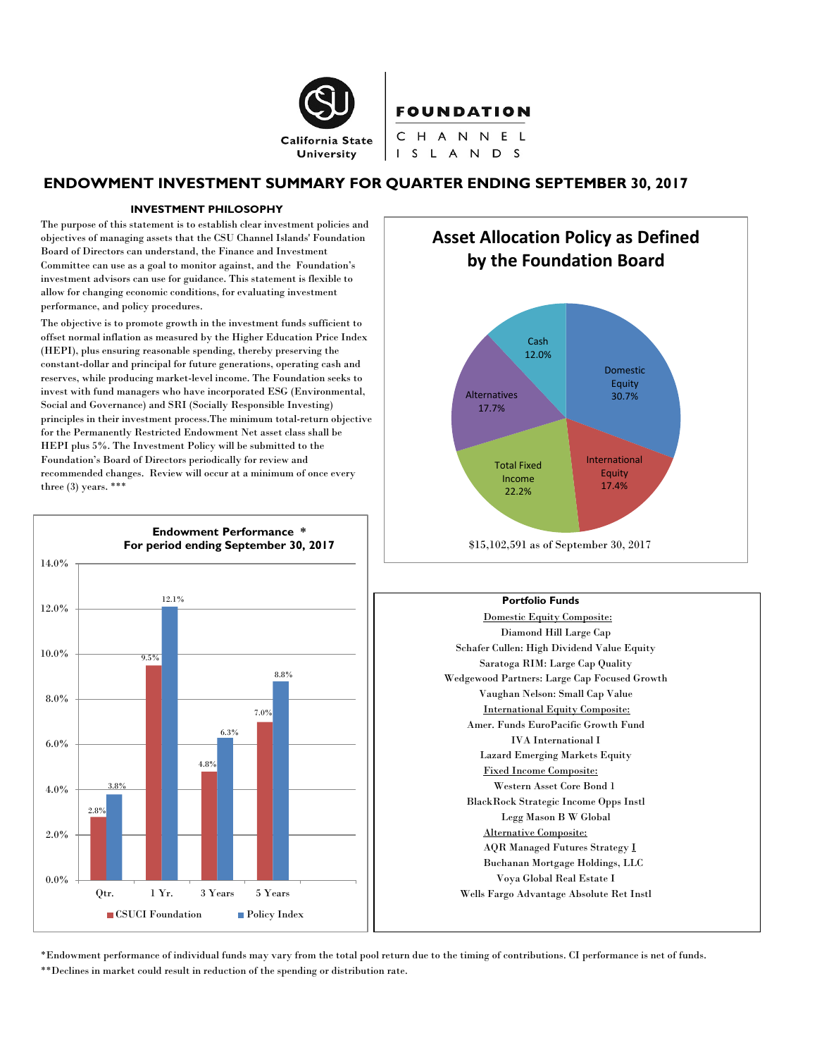California State University

FOUNDATION

CHANNEL ISLANDS

# ENDOWMENT INVESTMENT SUMMARY FOR QUARTER ENDING SEPTEMBER 30, 2017

## INVESTMENT PHILOSOPHY

The purpose of this statement is to establish clear investment policies and objectives of managing assets that the CSU Channel Islands' Foundation Board of Directors can understand, the Finance and Investment Committee can use as a goal to monitor against, and the Foundation's investment advisors can use for guidance. This statement is flexible to allow for changing economic conditions, for evaluating investment performance, and policy procedures.

The objective is to promote growth in the investment funds sufficient to offset normal inflation as measured by the Higher Education Price Index (HEPI), plus ensuring reasonable spending, thereby preserving the constant-dollar and principal for future generations, operating cash and reserves, while producing market-level income. The Foundation seeks to invest with fund managers who have incorporated ESG (Environmental, Social and Governance) and SRI (Socially Responsible Investing) principles in their investment process.The minimum total-return objective for the Permanently Restricted Endowment Net asset class shall be HEPI plus 5%. The Investment Policy will be submitted to the Foundation's Board of Directors periodically for review and recommended changes. Review will occur at a minimum of once every three (3) years. ***

### Asset Allocation Policy as Defined by the Foundation Board

| Asset Class | Allocation |
|---|---|
| Domestic Equity | 30.7% |
| International Equity | 17.4% |
| Total Fixed Income | 22.2% |
| Alternatives | 17.7% |
| Cash | 12.0% |

$15,102,591 as of September 30, 2017

### Endowment Performance * For period ending September 30, 2017

| Period | CSUCI Foundation | Policy Index |
|---|---|---|
| Qtr. | 2.8% | 3.8% |
| 1 Yr. | 9.5% | 12.1% |
| 3 Years | 4.8% | 6.3% |
| 5 Years | 7.0% | 8.8% |

### Portfolio Funds

Domestic Equity Composite:
- Diamond Hill Large Cap
- Schafer Cullen: High Dividend Value Equity
- Saratoga RIM: Large Cap Quality
- Wedgewood Partners: Large Cap Focused Growth
- Vaughan Nelson: Small Cap Value

International Equity Composite:
- Amer. Funds EuroPacific Growth Fund
- IVA International I
- Lazard Emerging Markets Equity

Fixed Income Composite:
- Western Asset Core Bond 1
- BlackRock Strategic Income Opps Instl
- Legg Mason B W Global

Alternative Composite:
- AQR Managed Futures Strategy I
- Buchanan Mortgage Holdings, LLC
- Voya Global Real Estate I
- Wells Fargo Advantage Absolute Ret Instl

*Endowment performance of individual funds may vary from the total pool return due to the timing of contributions. CI performance is net of funds.

**Declines in market could result in reduction of the spending or distribution rate.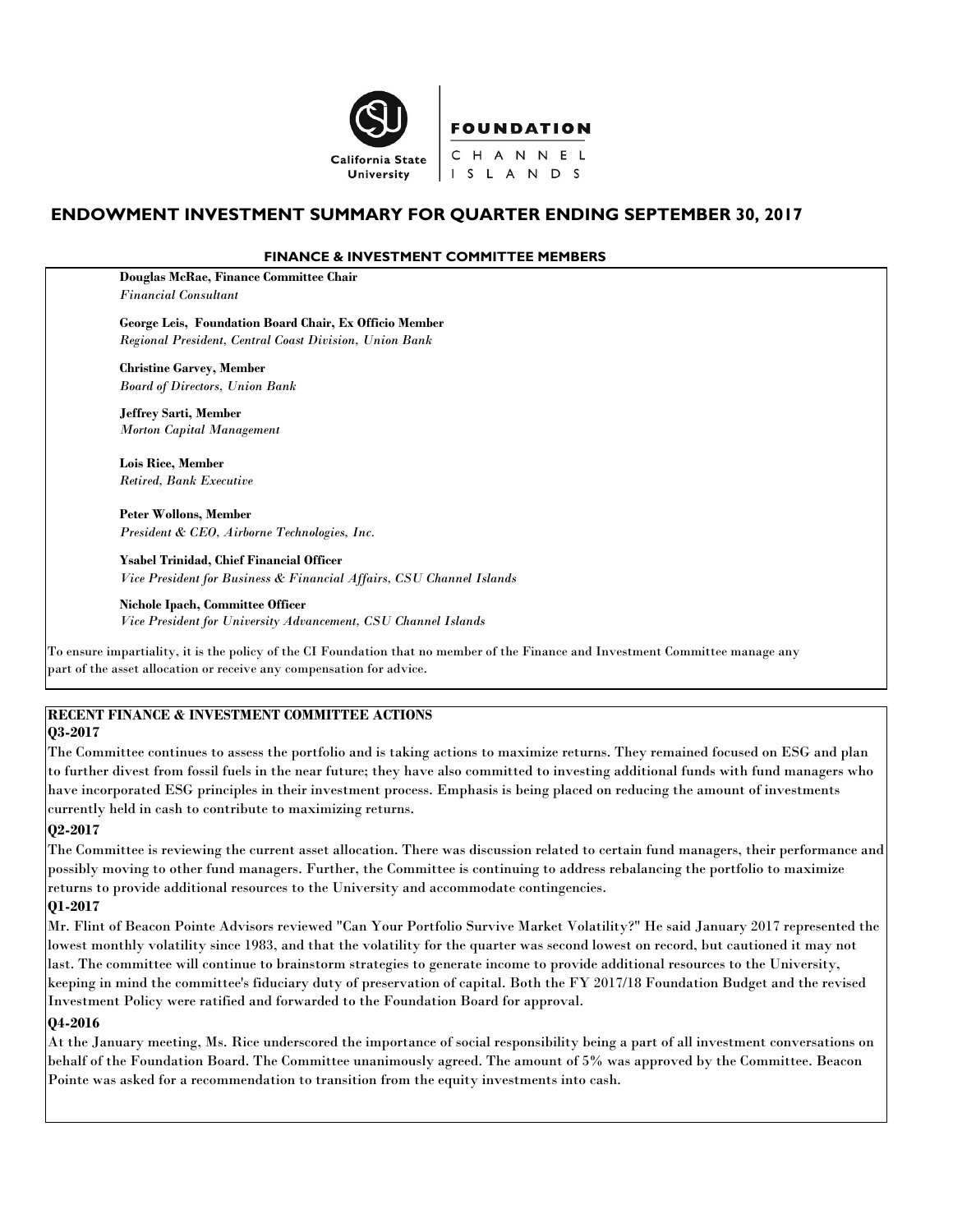CSU California State University | FOUNDATION CHANNEL ISLANDS

# ENDOWMENT INVESTMENT SUMMARY FOR QUARTER ENDING SEPTEMBER 30, 2017

## FINANCE & INVESTMENT COMMITTEE MEMBERS

**Douglas McRae, Finance Committee Chair**
*Financial Consultant*

**George Leis, Foundation Board Chair, Ex Officio Member**
*Regional President, Central Coast Division, Union Bank*

**Christine Garvey, Member**
*Board of Directors, Union Bank*

**Jeffrey Sarti, Member**
*Morton Capital Management*

**Lois Rice, Member**
*Retired, Bank Executive*

**Peter Wollons, Member**
*President & CEO, Airborne Technologies, Inc.*

**Ysabel Trinidad, Chief Financial Officer**
*Vice President for Business & Financial Affairs, CSU Channel Islands*

**Nichole Ipach, Committee Officer**
*Vice President for University Advancement, CSU Channel Islands*

To ensure impartiality, it is the policy of the CI Foundation that no member of the Finance and Investment Committee manage any part of the asset allocation or receive any compensation for advice.

## RECENT FINANCE & INVESTMENT COMMITTEE ACTIONS

**Q3-2017**

The Committee continues to assess the portfolio and is taking actions to maximize returns. They remained focused on ESG and plan to further divest from fossil fuels in the near future; they have also committed to investing additional funds with fund managers who have incorporated ESG principles in their investment process. Emphasis is being placed on reducing the amount of investments currently held in cash to contribute to maximizing returns.

**Q2-2017**

The Committee is reviewing the current asset allocation. There was discussion related to certain fund managers, their performance and possibly moving to other fund managers. Further, the Committee is continuing to address rebalancing the portfolio to maximize returns to provide additional resources to the University and accommodate contingencies.

**Q1-2017**

Mr. Flint of Beacon Pointe Advisors reviewed "Can Your Portfolio Survive Market Volatility?" He said January 2017 represented the lowest monthly volatility since 1983, and that the volatility for the quarter was second lowest on record, but cautioned it may not last. The committee will continue to brainstorm strategies to generate income to provide additional resources to the University, keeping in mind the committee's fiduciary duty of preservation of capital. Both the FY 2017/18 Foundation Budget and the revised Investment Policy were ratified and forwarded to the Foundation Board for approval.

**Q4-2016**

At the January meeting, Ms. Rice underscored the importance of social responsibility being a part of all investment conversations on behalf of the Foundation Board. The Committee unanimously agreed. The amount of 5% was approved by the Committee. Beacon Pointe was asked for a recommendation to transition from the equity investments into cash.